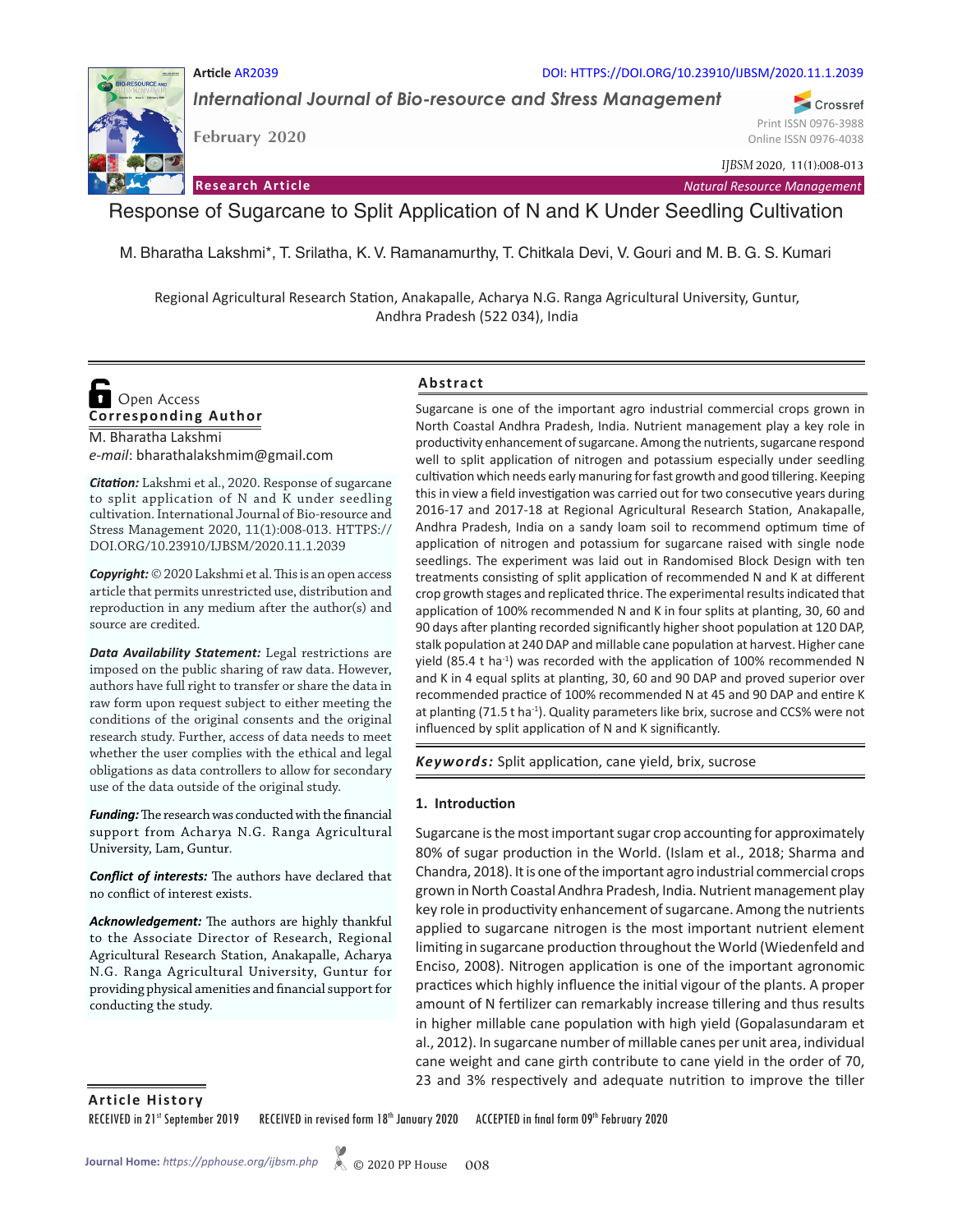Article AR2039

DOI: HTTPS://DOI.ORG/10.23910/IJBSM/2020.11.1.2039

*International Journal of Bio-resource and Stress Management*

February 2020

Print ISSN 0976-3988
Online ISSN 0976-4038

*IJBSM* 2020, 11(1):008-013

**Research Article** — *Natural Resource Management*

# Response of Sugarcane to Split Application of N and K Under Seedling Cultivation

M. Bharatha Lakshmi*, T. Srilatha, K. V. Ramanamurthy, T. Chitkala Devi, V. Gouri and M. B. G. S. Kumari

Regional Agricultural Research Station, Anakapalle, Acharya N.G. Ranga Agricultural University, Guntur, Andhra Pradesh (522 034), India

Open Access

**Corresponding Author**

M. Bharatha Lakshmi
*e-mail*: bharathalakshmim@gmail.com

***Citation:*** Lakshmi et al., 2020. Response of sugarcane to split application of N and K under seedling cultivation. International Journal of Bio-resource and Stress Management 2020, 11(1):008-013. HTTPS://DOI.ORG/10.23910/IJBSM/2020.11.1.2039

***Copyright:*** © 2020 Lakshmi et al. This is an open access article that permits unrestricted use, distribution and reproduction in any medium after the author(s) and source are credited.

***Data Availability Statement:*** Legal restrictions are imposed on the public sharing of raw data. However, authors have full right to transfer or share the data in raw form upon request subject to either meeting the conditions of the original consents and the original research study. Further, access of data needs to meet whether the user complies with the ethical and legal obligations as data controllers to allow for secondary use of the data outside of the original study.

***Funding:*** The research was conducted with the financial support from Acharya N.G. Ranga Agricultural University, Lam, Guntur.

***Conflict of interests:*** The authors have declared that no conflict of interest exists.

***Acknowledgement:*** The authors are highly thankful to the Associate Director of Research, Regional Agricultural Research Station, Anakapalle, Acharya N.G. Ranga Agricultural University, Guntur for providing physical amenities and financial support for conducting the study.

## Abstract

Sugarcane is one of the important agro industrial commercial crops grown in North Coastal Andhra Pradesh, India. Nutrient management play a key role in productivity enhancement of sugarcane. Among the nutrients, sugarcane respond well to split application of nitrogen and potassium especially under seedling cultivation which needs early manuring for fast growth and good tillering. Keeping this in view a field investigation was carried out for two consecutive years during 2016-17 and 2017-18 at Regional Agricultural Research Station, Anakapalle, Andhra Pradesh, India on a sandy loam soil to recommend optimum time of application of nitrogen and potassium for sugarcane raised with single node seedlings. The experiment was laid out in Randomised Block Design with ten treatments consisting of split application of recommended N and K at different crop growth stages and replicated thrice. The experimental results indicated that application of 100% recommended N and K in four splits at planting, 30, 60 and 90 days after planting recorded significantly higher shoot population at 120 DAP, stalk population at 240 DAP and millable cane population at harvest. Higher cane yield (85.4 t ha$^{-1}$) was recorded with the application of 100% recommended N and K in 4 equal splits at planting, 30, 60 and 90 DAP and proved superior over recommended practice of 100% recommended N at 45 and 90 DAP and entire K at planting (71.5 t ha$^{-1}$). Quality parameters like brix, sucrose and CCS% were not influenced by split application of N and K significantly.

***Keywords:*** Split application, cane yield, brix, sucrose

## 1. Introduction

Sugarcane is the most important sugar crop accounting for approximately 80% of sugar production in the World. (Islam et al., 2018; Sharma and Chandra, 2018). It is one of the important agro industrial commercial crops grown in North Coastal Andhra Pradesh, India. Nutrient management play key role in productivity enhancement of sugarcane. Among the nutrients applied to sugarcane nitrogen is the most important nutrient element limiting in sugarcane production throughout the World (Wiedenfeld and Enciso, 2008). Nitrogen application is one of the important agronomic practices which highly influence the initial vigour of the plants. A proper amount of N fertilizer can remarkably increase tillering and thus results in higher millable cane population with high yield (Gopalasundaram et al., 2012). In sugarcane number of millable canes per unit area, individual cane weight and cane girth contribute to cane yield in the order of 70, 23 and 3% respectively and adequate nutrition to improve the tiller

**Article History**

RECEIVED in 21[st] September 2019 RECEIVED in revised form 18[th] January 2020 ACCEPTED in final form 09[th] February 2020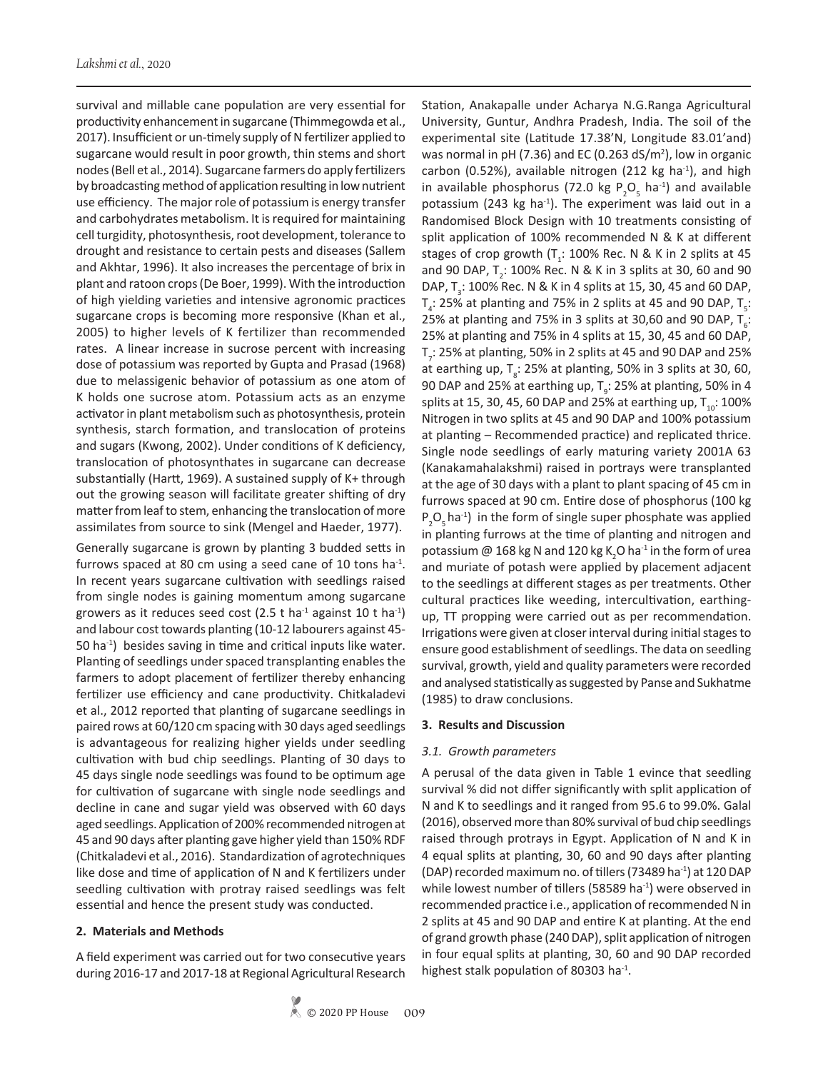survival and millable cane population are very essential for productivity enhancement in sugarcane (Thimmegowda et al., 2017). Insufficient or un-timely supply of N fertilizer applied to sugarcane would result in poor growth, thin stems and short nodes (Bell et al., 2014). Sugarcane farmers do apply fertilizers by broadcasting method of application resulting in low nutrient use efficiency. The major role of potassium is energy transfer and carbohydrates metabolism. It is required for maintaining cell turgidity, photosynthesis, root development, tolerance to drought and resistance to certain pests and diseases (Sallem and Akhtar, 1996). It also increases the percentage of brix in plant and ratoon crops (De Boer, 1999). With the introduction of high yielding varieties and intensive agronomic practices sugarcane crops is becoming more responsive (Khan et al., 2005) to higher levels of K fertilizer than recommended rates. A linear increase in sucrose percent with increasing dose of potassium was reported by Gupta and Prasad (1968) due to melassigenic behavior of potassium as one atom of K holds one sucrose atom. Potassium acts as an enzyme activator in plant metabolism such as photosynthesis, protein synthesis, starch formation, and translocation of proteins and sugars (Kwong, 2002). Under conditions of K deficiency, translocation of photosynthates in sugarcane can decrease substantially (Hartt, 1969). A sustained supply of K+ through out the growing season will facilitate greater shifting of dry matter from leaf to stem, enhancing the translocation of more assimilates from source to sink (Mengel and Haeder, 1977).

Generally sugarcane is grown by planting 3 budded setts in furrows spaced at 80 cm using a seed cane of 10 tons $ha^{-1}$. In recent years sugarcane cultivation with seedlings raised from single nodes is gaining momentum among sugarcane growers as it reduces seed cost (2.5 t $ha^{-1}$ against 10 t $ha^{-1}$) and labour cost towards planting (10-12 labourers against 45-50 $ha^{-1}$) besides saving in time and critical inputs like water. Planting of seedlings under spaced transplanting enables the farmers to adopt placement of fertilizer thereby enhancing fertilizer use efficiency and cane productivity. Chitkaladevi et al., 2012 reported that planting of sugarcane seedlings in paired rows at 60/120 cm spacing with 30 days aged seedlings is advantageous for realizing higher yields under seedling cultivation with bud chip seedlings. Planting of 30 days to 45 days single node seedlings was found to be optimum age for cultivation of sugarcane with single node seedlings and decline in cane and sugar yield was observed with 60 days aged seedlings. Application of 200% recommended nitrogen at 45 and 90 days after planting gave higher yield than 150% RDF (Chitkaladevi et al., 2016). Standardization of agrotechniques like dose and time of application of N and K fertilizers under seedling cultivation with protray raised seedlings was felt essential and hence the present study was conducted.

## 2. Materials and Methods

A field experiment was carried out for two consecutive years during 2016-17 and 2017-18 at Regional Agricultural Research Station, Anakapalle under Acharya N.G.Ranga Agricultural University, Guntur, Andhra Pradesh, India. The soil of the experimental site (Latitude 17.38'N, Longitude 83.01'and) was normal in pH (7.36) and EC (0.263 $dS/m^2$), low in organic carbon (0.52%), available nitrogen (212 kg $ha^{-1}$), and high in available phosphorus (72.0 kg $P_2O_5$ $ha^{-1}$) and available potassium (243 kg $ha^{-1}$). The experiment was laid out in a Randomised Block Design with 10 treatments consisting of split application of 100% recommended N & K at different stages of crop growth ($T_1$: 100% Rec. N & K in 2 splits at 45 and 90 DAP, $T_2$: 100% Rec. N & K in 3 splits at 30, 60 and 90 DAP, $T_3$: 100% Rec. N & K in 4 splits at 15, 30, 45 and 60 DAP, $T_4$: 25% at planting and 75% in 2 splits at 45 and 90 DAP, $T_5$: 25% at planting and 75% in 3 splits at 30,60 and 90 DAP, $T_6$: 25% at planting and 75% in 4 splits at 15, 30, 45 and 60 DAP, $T_7$: 25% at planting, 50% in 2 splits at 45 and 90 DAP and 25% at earthing up, $T_8$: 25% at planting, 50% in 3 splits at 30, 60, 90 DAP and 25% at earthing up, $T_9$: 25% at planting, 50% in 4 splits at 15, 30, 45, 60 DAP and 25% at earthing up, $T_{10}$: 100% Nitrogen in two splits at 45 and 90 DAP and 100% potassium at planting – Recommended practice) and replicated thrice. Single node seedlings of early maturing variety 2001A 63 (Kanakamahalakshmi) raised in portrays were transplanted at the age of 30 days with a plant to plant spacing of 45 cm in furrows spaced at 90 cm. Entire dose of phosphorus (100 kg $P_2O_5$ $ha^{-1}$) in the form of single super phosphate was applied in planting furrows at the time of planting and nitrogen and potassium @ 168 kg N and 120 kg $K_2O$ $ha^{-1}$ in the form of urea and muriate of potash were applied by placement adjacent to the seedlings at different stages as per treatments. Other cultural practices like weeding, intercultivation, earthing-up, TT propping were carried out as per recommendation. Irrigations were given at closer interval during initial stages to ensure good establishment of seedlings. The data on seedling survival, growth, yield and quality parameters were recorded and analysed statistically as suggested by Panse and Sukhatme (1985) to draw conclusions.

## 3. Results and Discussion

### *3.1. Growth parameters*

A perusal of the data given in Table 1 evince that seedling survival % did not differ significantly with split application of N and K to seedlings and it ranged from 95.6 to 99.0%. Galal (2016), observed more than 80% survival of bud chip seedlings raised through protrays in Egypt. Application of N and K in 4 equal splits at planting, 30, 60 and 90 days after planting (DAP) recorded maximum no. of tillers (73489 $ha^{-1}$) at 120 DAP while lowest number of tillers (58589 $ha^{-1}$) were observed in recommended practice i.e., application of recommended N in 2 splits at 45 and 90 DAP and entire K at planting. At the end of grand growth phase (240 DAP), split application of nitrogen in four equal splits at planting, 30, 60 and 90 DAP recorded highest stalk population of 80303 $ha^{-1}$.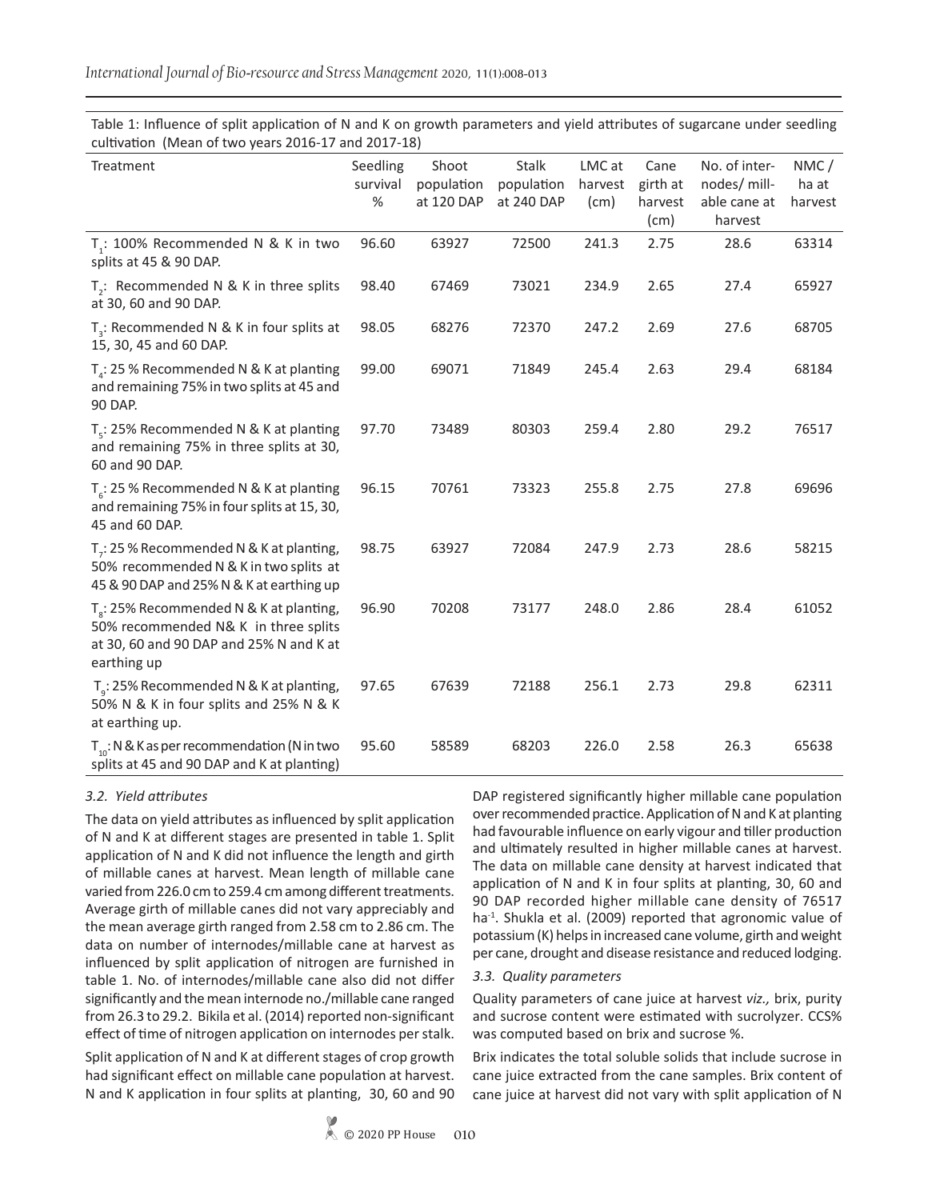Table 1: Influence of split application of N and K on growth parameters and yield attributes of sugarcane under seedling cultivation (Mean of two years 2016-17 and 2017-18)

| Treatment | Seedling survival % | Shoot population at 120 DAP | Stalk population at 240 DAP | LMC at harvest (cm) | Cane girth at harvest (cm) | No. of inter-nodes/ mill-able cane at harvest | NMC / ha at harvest |
|---|---|---|---|---|---|---|---|
| $T_1$: 100% Recommended N & K in two splits at 45 & 90 DAP. | 96.60 | 63927 | 72500 | 241.3 | 2.75 | 28.6 | 63314 |
| $T_2$: Recommended N & K in three splits at 30, 60 and 90 DAP. | 98.40 | 67469 | 73021 | 234.9 | 2.65 | 27.4 | 65927 |
| $T_3$: Recommended N & K in four splits at 15, 30, 45 and 60 DAP. | 98.05 | 68276 | 72370 | 247.2 | 2.69 | 27.6 | 68705 |
| $T_4$: 25 % Recommended N & K at planting and remaining 75% in two splits at 45 and 90 DAP. | 99.00 | 69071 | 71849 | 245.4 | 2.63 | 29.4 | 68184 |
| $T_5$: 25% Recommended N & K at planting and remaining 75% in three splits at 30, 60 and 90 DAP. | 97.70 | 73489 | 80303 | 259.4 | 2.80 | 29.2 | 76517 |
| $T_6$: 25 % Recommended N & K at planting and remaining 75% in four splits at 15, 30, 45 and 60 DAP. | 96.15 | 70761 | 73323 | 255.8 | 2.75 | 27.8 | 69696 |
| $T_7$: 25 % Recommended N & K at planting, 50% recommended N & K in two splits at 45 & 90 DAP and 25% N & K at earthing up | 98.75 | 63927 | 72084 | 247.9 | 2.73 | 28.6 | 58215 |
| $T_8$: 25% Recommended N & K at planting, 50% recommended N& K in three splits at 30, 60 and 90 DAP and 25% N and K at earthing up | 96.90 | 70208 | 73177 | 248.0 | 2.86 | 28.4 | 61052 |
| $T_9$: 25% Recommended N & K at planting, 50% N & K in four splits and 25% N & K at earthing up. | 97.65 | 67639 | 72188 | 256.1 | 2.73 | 29.8 | 62311 |
| $T_{10}$: N & K as per recommendation (N in two splits at 45 and 90 DAP and K at planting) | 95.60 | 58589 | 68203 | 226.0 | 2.58 | 26.3 | 65638 |

### *3.2. Yield attributes*

The data on yield attributes as influenced by split application of N and K at different stages are presented in table 1. Split application of N and K did not influence the length and girth of millable canes at harvest. Mean length of millable cane varied from 226.0 cm to 259.4 cm among different treatments. Average girth of millable canes did not vary appreciably and the mean average girth ranged from 2.58 cm to 2.86 cm. The data on number of internodes/millable cane at harvest as influenced by split application of nitrogen are furnished in table 1. No. of internodes/millable cane also did not differ significantly and the mean internode no./millable cane ranged from 26.3 to 29.2. Bikila et al. (2014) reported non-significant effect of time of nitrogen application on internodes per stalk.

Split application of N and K at different stages of crop growth had significant effect on millable cane population at harvest. N and K application in four splits at planting, 30, 60 and 90 DAP registered significantly higher millable cane population over recommended practice. Application of N and K at planting had favourable influence on early vigour and tiller production and ultimately resulted in higher millable canes at harvest. The data on millable cane density at harvest indicated that application of N and K in four splits at planting, 30, 60 and 90 DAP recorded higher millable cane density of 76517 ha$^{-1}$. Shukla et al. (2009) reported that agronomic value of potassium (K) helps in increased cane volume, girth and weight per cane, drought and disease resistance and reduced lodging.

### *3.3. Quality parameters*

Quality parameters of cane juice at harvest *viz.,* brix, purity and sucrose content were estimated with sucrolyzer. CCS% was computed based on brix and sucrose %.

Brix indicates the total soluble solids that include sucrose in cane juice extracted from the cane samples. Brix content of cane juice at harvest did not vary with split application of N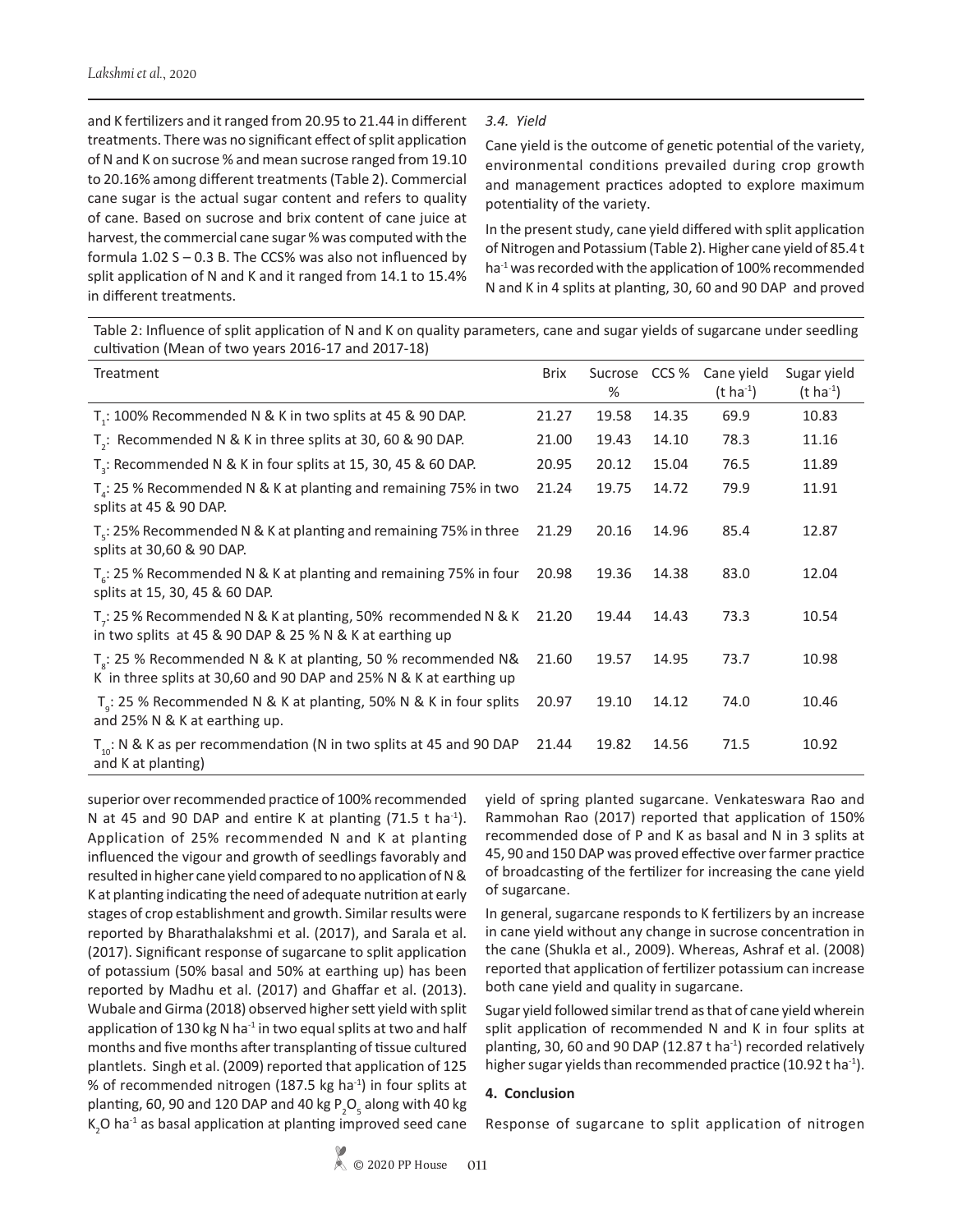and K fertilizers and it ranged from 20.95 to 21.44 in different treatments. There was no significant effect of split application of N and K on sucrose % and mean sucrose ranged from 19.10 to 20.16% among different treatments (Table 2). Commercial cane sugar is the actual sugar content and refers to quality of cane. Based on sucrose and brix content of cane juice at harvest, the commercial cane sugar % was computed with the formula 1.02 S – 0.3 B. The CCS% was also not influenced by split application of N and K and it ranged from 14.1 to 15.4% in different treatments.

### *3.4. Yield*

Cane yield is the outcome of genetic potential of the variety, environmental conditions prevailed during crop growth and management practices adopted to explore maximum potentiality of the variety.

In the present study, cane yield differed with split application of Nitrogen and Potassium (Table 2). Higher cane yield of 85.4 t $ha^{-1}$ was recorded with the application of 100% recommended N and K in 4 splits at planting, 30, 60 and 90 DAP and proved superior over recommended practice of 100% recommended N at 45 and 90 DAP and entire K at planting (71.5 t $ha^{-1}$). Application of 25% recommended N and K at planting influenced the vigour and growth of seedlings favorably and resulted in higher cane yield compared to no application of N & K at planting indicating the need of adequate nutrition at early stages of crop establishment and growth. Similar results were reported by Bharathalakshmi et al. (2017), and Sarala et al. (2017). Significant response of sugarcane to split application of potassium (50% basal and 50% at earthing up) has been reported by Madhu et al. (2017) and Ghaffar et al. (2013). Wubale and Girma (2018) observed higher sett yield with split application of 130 kg N $ha^{-1}$ in two equal splits at two and half months and five months after transplanting of tissue cultured plantlets. Singh et al. (2009) reported that application of 125 % of recommended nitrogen (187.5 kg $ha^{-1}$) in four splits at planting, 60, 90 and 120 DAP and 40 kg $P_2O_5$ along with 40 kg $K_2O$ $ha^{-1}$ as basal application at planting improved seed cane yield of spring planted sugarcane. Venkateswara Rao and Rammohan Rao (2017) reported that application of 150% recommended dose of P and K as basal and N in 3 splits at 45, 90 and 150 DAP was proved effective over farmer practice of broadcasting of the fertilizer for increasing the cane yield of sugarcane.

Table 2: Influence of split application of N and K on quality parameters, cane and sugar yields of sugarcane under seedling cultivation (Mean of two years 2016-17 and 2017-18)

| Treatment | Brix | Sucrose % | CCS % | Cane yield (t $ha^{-1}$) | Sugar yield (t $ha^{-1}$) |
|---|---|---|---|---|---|
| $T_1$: 100% Recommended N & K in two splits at 45 & 90 DAP. | 21.27 | 19.58 | 14.35 | 69.9 | 10.83 |
| $T_2$: Recommended N & K in three splits at 30, 60 & 90 DAP. | 21.00 | 19.43 | 14.10 | 78.3 | 11.16 |
| $T_3$: Recommended N & K in four splits at 15, 30, 45 & 60 DAP. | 20.95 | 20.12 | 15.04 | 76.5 | 11.89 |
| $T_4$: 25 % Recommended N & K at planting and remaining 75% in two splits at 45 & 90 DAP. | 21.24 | 19.75 | 14.72 | 79.9 | 11.91 |
| $T_5$: 25% Recommended N & K at planting and remaining 75% in three splits at 30,60 & 90 DAP. | 21.29 | 20.16 | 14.96 | 85.4 | 12.87 |
| $T_6$: 25 % Recommended N & K at planting and remaining 75% in four splits at 15, 30, 45 & 60 DAP. | 20.98 | 19.36 | 14.38 | 83.0 | 12.04 |
| $T_7$: 25 % Recommended N & K at planting, 50% recommended N & K in two splits at 45 & 90 DAP & 25 % N & K at earthing up | 21.20 | 19.44 | 14.43 | 73.3 | 10.54 |
| $T_8$: 25 % Recommended N & K at planting, 50 % recommended N& K in three splits at 30,60 and 90 DAP and 25% N & K at earthing up | 21.60 | 19.57 | 14.95 | 73.7 | 10.98 |
| $T_9$: 25 % Recommended N & K at planting, 50% N & K in four splits and 25% N & K at earthing up. | 20.97 | 19.10 | 14.12 | 74.0 | 10.46 |
| $T_{10}$: N & K as per recommendation (N in two splits at 45 and 90 DAP and K at planting) | 21.44 | 19.82 | 14.56 | 71.5 | 10.92 |

In general, sugarcane responds to K fertilizers by an increase in cane yield without any change in sucrose concentration in the cane (Shukla et al., 2009). Whereas, Ashraf et al. (2008) reported that application of fertilizer potassium can increase both cane yield and quality in sugarcane.

Sugar yield followed similar trend as that of cane yield wherein split application of recommended N and K in four splits at planting, 30, 60 and 90 DAP (12.87 t $ha^{-1}$) recorded relatively higher sugar yields than recommended practice (10.92 t $ha^{-1}$).

## 4. Conclusion

Response of sugarcane to split application of nitrogen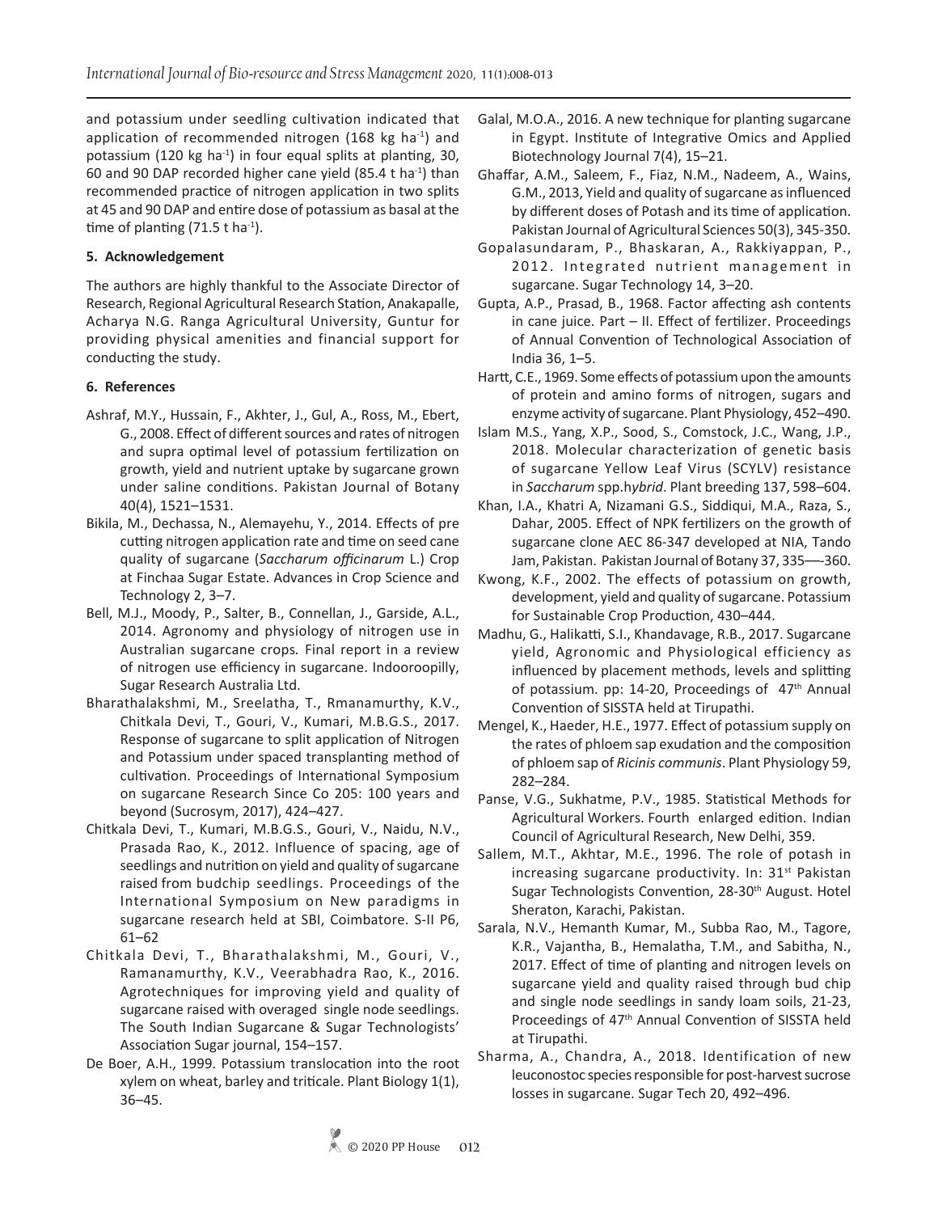and potassium under seedling cultivation indicated that application of recommended nitrogen (168 kg ha$^{-1}$) and potassium (120 kg ha$^{-1}$) in four equal splits at planting, 30, 60 and 90 DAP recorded higher cane yield (85.4 t ha$^{-1}$) than recommended practice of nitrogen application in two splits at 45 and 90 DAP and entire dose of potassium as basal at the time of planting (71.5 t ha$^{-1}$).

## 5. Acknowledgement

The authors are highly thankful to the Associate Director of Research, Regional Agricultural Research Station, Anakapalle, Acharya N.G. Ranga Agricultural University, Guntur for providing physical amenities and financial support for conducting the study.

## 6. References

Ashraf, M.Y., Hussain, F., Akhter, J., Gul, A., Ross, M., Ebert, G., 2008. Effect of different sources and rates of nitrogen and supra optimal level of potassium fertilization on growth, yield and nutrient uptake by sugarcane grown under saline conditions. Pakistan Journal of Botany 40(4), 1521–1531.

Bikila, M., Dechassa, N., Alemayehu, Y., 2014. Effects of pre cutting nitrogen application rate and time on seed cane quality of sugarcane (*Saccharum officinarum* L.) Crop at Finchaa Sugar Estate. Advances in Crop Science and Technology 2, 3–7.

Bell, M.J., Moody, P., Salter, B., Connellan, J., Garside, A.L., 2014. Agronomy and physiology of nitrogen use in Australian sugarcane crops. Final report in a review of nitrogen use efficiency in sugarcane. Indooroopilly, Sugar Research Australia Ltd.

Bharathalakshmi, M., Sreelatha, T., Rmanamurthy, K.V., Chitkala Devi, T., Gouri, V., Kumari, M.B.G.S., 2017. Response of sugarcane to split application of Nitrogen and Potassium under spaced transplanting method of cultivation. Proceedings of International Symposium on sugarcane Research Since Co 205: 100 years and beyond (Sucrosym, 2017), 424–427.

Chitkala Devi, T., Kumari, M.B.G.S., Gouri, V., Naidu, N.V., Prasada Rao, K., 2012. Influence of spacing, age of seedlings and nutrition on yield and quality of sugarcane raised from budchip seedlings. Proceedings of the International Symposium on New paradigms in sugarcane research held at SBI, Coimbatore. S-II P6, 61–62

Chitkala Devi, T., Bharathalakshmi, M., Gouri, V., Ramanamurthy, K.V., Veerabhadra Rao, K., 2016. Agrotechniques for improving yield and quality of sugarcane raised with overaged single node seedlings. The South Indian Sugarcane & Sugar Technologists' Association Sugar journal, 154–157.

De Boer, A.H., 1999. Potassium translocation into the root xylem on wheat, barley and triticale. Plant Biology 1(1), 36–45.

Galal, M.O.A., 2016. A new technique for planting sugarcane in Egypt. Institute of Integrative Omics and Applied Biotechnology Journal 7(4), 15–21.

Ghaffar, A.M., Saleem, F., Fiaz, N.M., Nadeem, A., Wains, G.M., 2013, Yield and quality of sugarcane as influenced by different doses of Potash and its time of application. Pakistan Journal of Agricultural Sciences 50(3), 345-350.

Gopalasundaram, P., Bhaskaran, A., Rakkiyappan, P., 2012. Integrated nutrient management in sugarcane. Sugar Technology 14, 3–20.

Gupta, A.P., Prasad, B., 1968. Factor affecting ash contents in cane juice. Part – II. Effect of fertilizer. Proceedings of Annual Convention of Technological Association of India 36, 1–5.

Hartt, C.E., 1969. Some effects of potassium upon the amounts of protein and amino forms of nitrogen, sugars and enzyme activity of sugarcane. Plant Physiology, 452–490.

Islam M.S., Yang, X.P., Sood, S., Comstock, J.C., Wang, J.P., 2018. Molecular characterization of genetic basis of sugarcane Yellow Leaf Virus (SCYLV) resistance in *Saccharum* spp.h*ybrid*. Plant breeding 137, 598–604.

Khan, I.A., Khatri A, Nizamani G.S., Siddiqui, M.A., Raza, S., Dahar, 2005. Effect of NPK fertilizers on the growth of sugarcane clone AEC 86-347 developed at NIA, Tando Jam, Pakistan. Pakistan Journal of Botany 37, 335—-360.

Kwong, K.F., 2002. The effects of potassium on growth, development, yield and quality of sugarcane. Potassium for Sustainable Crop Production, 430–444.

Madhu, G., Halikatti, S.I., Khandavage, R.B., 2017. Sugarcane yield, Agronomic and Physiological efficiency as influenced by placement methods, levels and splitting of potassium. pp: 14-20, Proceedings of 47th Annual Convention of SISSTA held at Tirupathi.

Mengel, K., Haeder, H.E., 1977. Effect of potassium supply on the rates of phloem sap exudation and the composition of phloem sap of *Ricinis communis*. Plant Physiology 59, 282–284.

Panse, V.G., Sukhatme, P.V., 1985. Statistical Methods for Agricultural Workers. Fourth enlarged edition. Indian Council of Agricultural Research, New Delhi, 359.

Sallem, M.T., Akhtar, M.E., 1996. The role of potash in increasing sugarcane productivity. In: 31st Pakistan Sugar Technologists Convention, 28-30th August. Hotel Sheraton, Karachi, Pakistan.

Sarala, N.V., Hemanth Kumar, M., Subba Rao, M., Tagore, K.R., Vajantha, B., Hemalatha, T.M., and Sabitha, N., 2017. Effect of time of planting and nitrogen levels on sugarcane yield and quality raised through bud chip and single node seedlings in sandy loam soils, 21-23, Proceedings of 47th Annual Convention of SISSTA held at Tirupathi.

Sharma, A., Chandra, A., 2018. Identification of new leuconostoc species responsible for post-harvest sucrose losses in sugarcane. Sugar Tech 20, 492–496.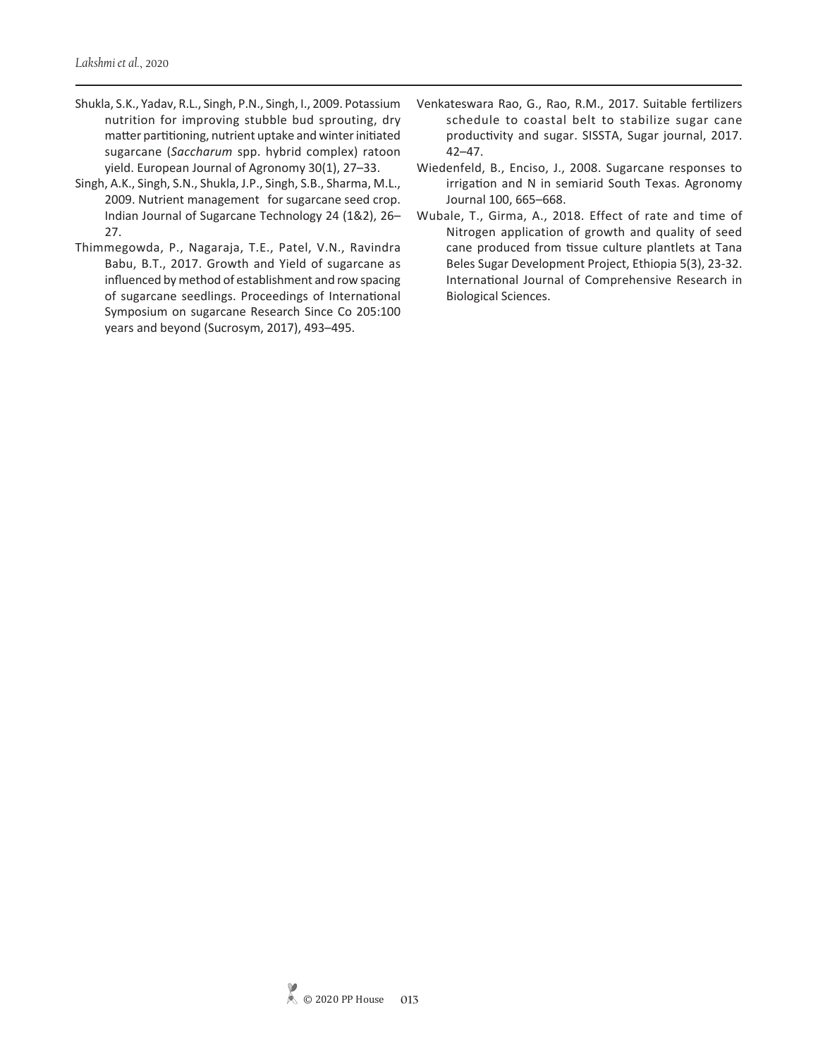Shukla, S.K., Yadav, R.L., Singh, P.N., Singh, I., 2009. Potassium nutrition for improving stubble bud sprouting, dry matter partitioning, nutrient uptake and winter initiated sugarcane (*Saccharum* spp. hybrid complex) ratoon yield. European Journal of Agronomy 30(1), 27–33.

Singh, A.K., Singh, S.N., Shukla, J.P., Singh, S.B., Sharma, M.L., 2009. Nutrient management for sugarcane seed crop. Indian Journal of Sugarcane Technology 24 (1&2), 26–27.

Thimmegowda, P., Nagaraja, T.E., Patel, V.N., Ravindra Babu, B.T., 2017. Growth and Yield of sugarcane as influenced by method of establishment and row spacing of sugarcane seedlings. Proceedings of International Symposium on sugarcane Research Since Co 205:100 years and beyond (Sucrosym, 2017), 493–495.

Venkateswara Rao, G., Rao, R.M., 2017. Suitable fertilizers schedule to coastal belt to stabilize sugar cane productivity and sugar. SISSTA, Sugar journal, 2017. 42–47.

Wiedenfeld, B., Enciso, J., 2008. Sugarcane responses to irrigation and N in semiarid South Texas. Agronomy Journal 100, 665–668.

Wubale, T., Girma, A., 2018. Effect of rate and time of Nitrogen application of growth and quality of seed cane produced from tissue culture plantlets at Tana Beles Sugar Development Project, Ethiopia 5(3), 23-32. International Journal of Comprehensive Research in Biological Sciences.